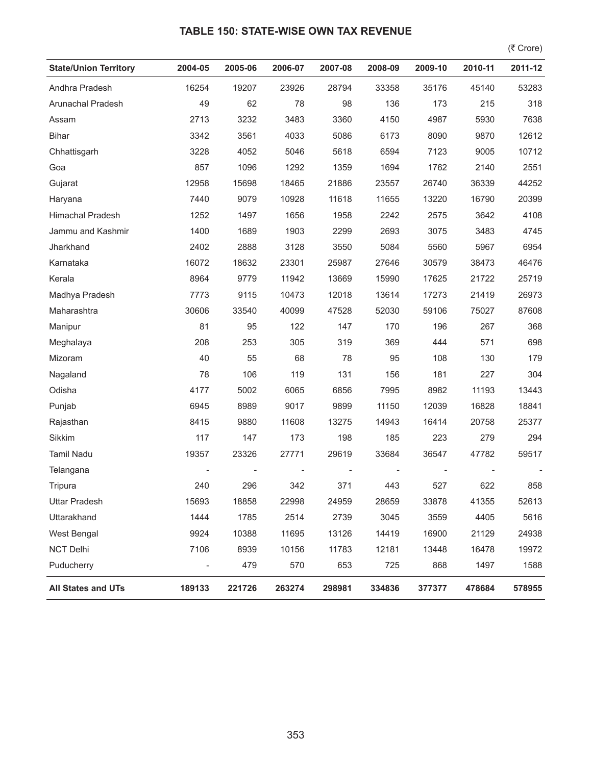## TABLE 150: STATE-WISE OWN TAX REVENUE

(₹ Crore)

| State/Union Territory | 2004-05 | 2005-06 | 2006-07 | 2007-08 | 2008-09 | 2009-10 | 2010-11 | 2011-12 |
|---|---|---|---|---|---|---|---|---|
| Andhra Pradesh | 16254 | 19207 | 23926 | 28794 | 33358 | 35176 | 45140 | 53283 |
| Arunachal Pradesh | 49 | 62 | 78 | 98 | 136 | 173 | 215 | 318 |
| Assam | 2713 | 3232 | 3483 | 3360 | 4150 | 4987 | 5930 | 7638 |
| Bihar | 3342 | 3561 | 4033 | 5086 | 6173 | 8090 | 9870 | 12612 |
| Chhattisgarh | 3228 | 4052 | 5046 | 5618 | 6594 | 7123 | 9005 | 10712 |
| Goa | 857 | 1096 | 1292 | 1359 | 1694 | 1762 | 2140 | 2551 |
| Gujarat | 12958 | 15698 | 18465 | 21886 | 23557 | 26740 | 36339 | 44252 |
| Haryana | 7440 | 9079 | 10928 | 11618 | 11655 | 13220 | 16790 | 20399 |
| Himachal Pradesh | 1252 | 1497 | 1656 | 1958 | 2242 | 2575 | 3642 | 4108 |
| Jammu and Kashmir | 1400 | 1689 | 1903 | 2299 | 2693 | 3075 | 3483 | 4745 |
| Jharkhand | 2402 | 2888 | 3128 | 3550 | 5084 | 5560 | 5967 | 6954 |
| Karnataka | 16072 | 18632 | 23301 | 25987 | 27646 | 30579 | 38473 | 46476 |
| Kerala | 8964 | 9779 | 11942 | 13669 | 15990 | 17625 | 21722 | 25719 |
| Madhya Pradesh | 7773 | 9115 | 10473 | 12018 | 13614 | 17273 | 21419 | 26973 |
| Maharashtra | 30606 | 33540 | 40099 | 47528 | 52030 | 59106 | 75027 | 87608 |
| Manipur | 81 | 95 | 122 | 147 | 170 | 196 | 267 | 368 |
| Meghalaya | 208 | 253 | 305 | 319 | 369 | 444 | 571 | 698 |
| Mizoram | 40 | 55 | 68 | 78 | 95 | 108 | 130 | 179 |
| Nagaland | 78 | 106 | 119 | 131 | 156 | 181 | 227 | 304 |
| Odisha | 4177 | 5002 | 6065 | 6856 | 7995 | 8982 | 11193 | 13443 |
| Punjab | 6945 | 8989 | 9017 | 9899 | 11150 | 12039 | 16828 | 18841 |
| Rajasthan | 8415 | 9880 | 11608 | 13275 | 14943 | 16414 | 20758 | 25377 |
| Sikkim | 117 | 147 | 173 | 198 | 185 | 223 | 279 | 294 |
| Tamil Nadu | 19357 | 23326 | 27771 | 29619 | 33684 | 36547 | 47782 | 59517 |
| Telangana | - | - | - | - | - | - | - | - |
| Tripura | 240 | 296 | 342 | 371 | 443 | 527 | 622 | 858 |
| Uttar Pradesh | 15693 | 18858 | 22998 | 24959 | 28659 | 33878 | 41355 | 52613 |
| Uttarakhand | 1444 | 1785 | 2514 | 2739 | 3045 | 3559 | 4405 | 5616 |
| West Bengal | 9924 | 10388 | 11695 | 13126 | 14419 | 16900 | 21129 | 24938 |
| NCT Delhi | 7106 | 8939 | 10156 | 11783 | 12181 | 13448 | 16478 | 19972 |
| Puducherry | - | 479 | 570 | 653 | 725 | 868 | 1497 | 1588 |
| **All States and UTs** | **189133** | **221726** | **263274** | **298981** | **334836** | **377377** | **478684** | **578955** |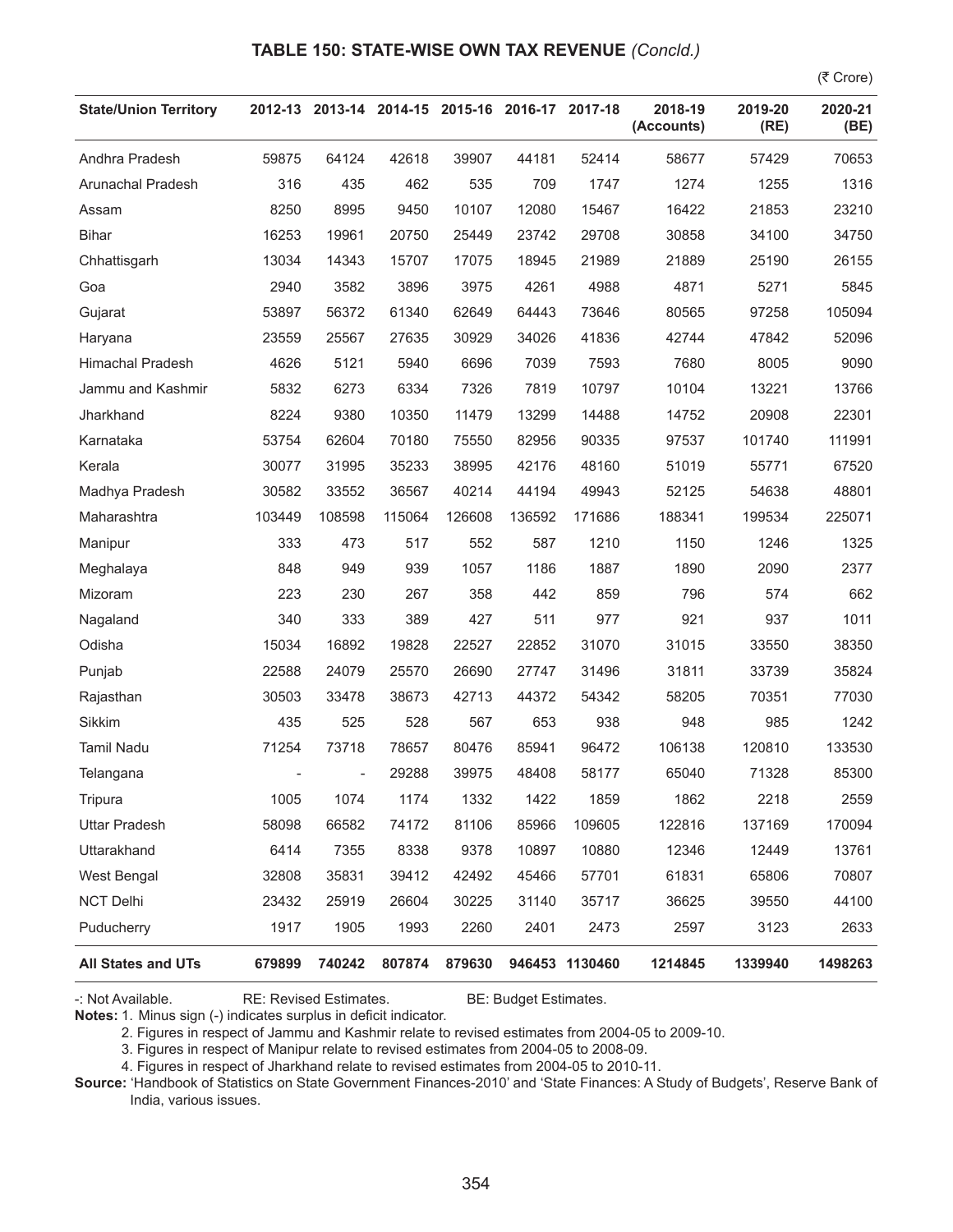## TABLE 150: STATE-WISE OWN TAX REVENUE *(Concld.)*

(₹ Crore)

| State/Union Territory | 2012-13 | 2013-14 | 2014-15 | 2015-16 | 2016-17 | 2017-18 | 2018-19 (Accounts) | 2019-20 (RE) | 2020-21 (BE) |
|---|---|---|---|---|---|---|---|---|---|
| Andhra Pradesh | 59875 | 64124 | 42618 | 39907 | 44181 | 52414 | 58677 | 57429 | 70653 |
| Arunachal Pradesh | 316 | 435 | 462 | 535 | 709 | 1747 | 1274 | 1255 | 1316 |
| Assam | 8250 | 8995 | 9450 | 10107 | 12080 | 15467 | 16422 | 21853 | 23210 |
| Bihar | 16253 | 19961 | 20750 | 25449 | 23742 | 29708 | 30858 | 34100 | 34750 |
| Chhattisgarh | 13034 | 14343 | 15707 | 17075 | 18945 | 21989 | 21889 | 25190 | 26155 |
| Goa | 2940 | 3582 | 3896 | 3975 | 4261 | 4988 | 4871 | 5271 | 5845 |
| Gujarat | 53897 | 56372 | 61340 | 62649 | 64443 | 73646 | 80565 | 97258 | 105094 |
| Haryana | 23559 | 25567 | 27635 | 30929 | 34026 | 41836 | 42744 | 47842 | 52096 |
| Himachal Pradesh | 4626 | 5121 | 5940 | 6696 | 7039 | 7593 | 7680 | 8005 | 9090 |
| Jammu and Kashmir | 5832 | 6273 | 6334 | 7326 | 7819 | 10797 | 10104 | 13221 | 13766 |
| Jharkhand | 8224 | 9380 | 10350 | 11479 | 13299 | 14488 | 14752 | 20908 | 22301 |
| Karnataka | 53754 | 62604 | 70180 | 75550 | 82956 | 90335 | 97537 | 101740 | 111991 |
| Kerala | 30077 | 31995 | 35233 | 38995 | 42176 | 48160 | 51019 | 55771 | 67520 |
| Madhya Pradesh | 30582 | 33552 | 36567 | 40214 | 44194 | 49943 | 52125 | 54638 | 48801 |
| Maharashtra | 103449 | 108598 | 115064 | 126608 | 136592 | 171686 | 188341 | 199534 | 225071 |
| Manipur | 333 | 473 | 517 | 552 | 587 | 1210 | 1150 | 1246 | 1325 |
| Meghalaya | 848 | 949 | 939 | 1057 | 1186 | 1887 | 1890 | 2090 | 2377 |
| Mizoram | 223 | 230 | 267 | 358 | 442 | 859 | 796 | 574 | 662 |
| Nagaland | 340 | 333 | 389 | 427 | 511 | 977 | 921 | 937 | 1011 |
| Odisha | 15034 | 16892 | 19828 | 22527 | 22852 | 31070 | 31015 | 33550 | 38350 |
| Punjab | 22588 | 24079 | 25570 | 26690 | 27747 | 31496 | 31811 | 33739 | 35824 |
| Rajasthan | 30503 | 33478 | 38673 | 42713 | 44372 | 54342 | 58205 | 70351 | 77030 |
| Sikkim | 435 | 525 | 528 | 567 | 653 | 938 | 948 | 985 | 1242 |
| Tamil Nadu | 71254 | 73718 | 78657 | 80476 | 85941 | 96472 | 106138 | 120810 | 133530 |
| Telangana | - | - | 29288 | 39975 | 48408 | 58177 | 65040 | 71328 | 85300 |
| Tripura | 1005 | 1074 | 1174 | 1332 | 1422 | 1859 | 1862 | 2218 | 2559 |
| Uttar Pradesh | 58098 | 66582 | 74172 | 81106 | 85966 | 109605 | 122816 | 137169 | 170094 |
| Uttarakhand | 6414 | 7355 | 8338 | 9378 | 10897 | 10880 | 12346 | 12449 | 13761 |
| West Bengal | 32808 | 35831 | 39412 | 42492 | 45466 | 57701 | 61831 | 65806 | 70807 |
| NCT Delhi | 23432 | 25919 | 26604 | 30225 | 31140 | 35717 | 36625 | 39550 | 44100 |
| Puducherry | 1917 | 1905 | 1993 | 2260 | 2401 | 2473 | 2597 | 3123 | 2633 |
| **All States and UTs** | **679899** | **740242** | **807874** | **879630** | **946453** | **1130460** | **1214845** | **1339940** | **1498263** |

-: Not Available. RE: Revised Estimates. BE: Budget Estimates.

**Notes:** 1. Minus sign (-) indicates surplus in deficit indicator.

2. Figures in respect of Jammu and Kashmir relate to revised estimates from 2004-05 to 2009-10.

3. Figures in respect of Manipur relate to revised estimates from 2004-05 to 2008-09.

4. Figures in respect of Jharkhand relate to revised estimates from 2004-05 to 2010-11.

**Source:** 'Handbook of Statistics on State Government Finances-2010' and 'State Finances: A Study of Budgets', Reserve Bank of India, various issues.